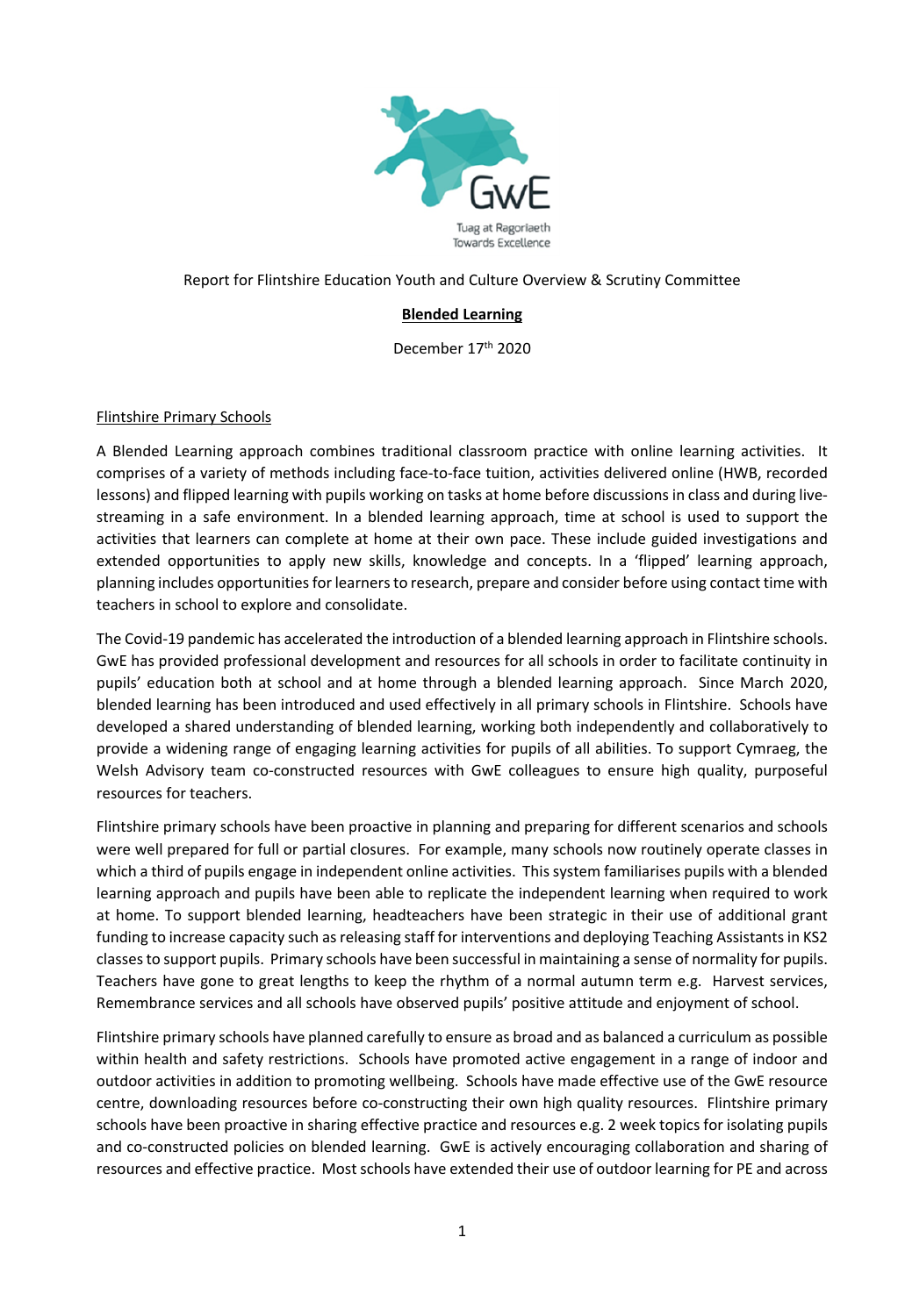GwE

Tuag at Ragoriaeth
Towards Excellence

Report for Flintshire Education Youth and Culture Overview & Scrutiny Committee

**Blended Learning**

December 17th 2020

## Flintshire Primary Schools

A Blended Learning approach combines traditional classroom practice with online learning activities. It comprises of a variety of methods including face-to-face tuition, activities delivered online (HWB, recorded lessons) and flipped learning with pupils working on tasks at home before discussions in class and during live-streaming in a safe environment. In a blended learning approach, time at school is used to support the activities that learners can complete at home at their own pace. These include guided investigations and extended opportunities to apply new skills, knowledge and concepts. In a 'flipped' learning approach, planning includes opportunities for learners to research, prepare and consider before using contact time with teachers in school to explore and consolidate.

The Covid-19 pandemic has accelerated the introduction of a blended learning approach in Flintshire schools. GwE has provided professional development and resources for all schools in order to facilitate continuity in pupils' education both at school and at home through a blended learning approach. Since March 2020, blended learning has been introduced and used effectively in all primary schools in Flintshire. Schools have developed a shared understanding of blended learning, working both independently and collaboratively to provide a widening range of engaging learning activities for pupils of all abilities. To support Cymraeg, the Welsh Advisory team co-constructed resources with GwE colleagues to ensure high quality, purposeful resources for teachers.

Flintshire primary schools have been proactive in planning and preparing for different scenarios and schools were well prepared for full or partial closures. For example, many schools now routinely operate classes in which a third of pupils engage in independent online activities. This system familiarises pupils with a blended learning approach and pupils have been able to replicate the independent learning when required to work at home. To support blended learning, headteachers have been strategic in their use of additional grant funding to increase capacity such as releasing staff for interventions and deploying Teaching Assistants in KS2 classes to support pupils. Primary schools have been successful in maintaining a sense of normality for pupils. Teachers have gone to great lengths to keep the rhythm of a normal autumn term e.g. Harvest services, Remembrance services and all schools have observed pupils' positive attitude and enjoyment of school.

Flintshire primary schools have planned carefully to ensure as broad and as balanced a curriculum as possible within health and safety restrictions. Schools have promoted active engagement in a range of indoor and outdoor activities in addition to promoting wellbeing. Schools have made effective use of the GwE resource centre, downloading resources before co-constructing their own high quality resources. Flintshire primary schools have been proactive in sharing effective practice and resources e.g. 2 week topics for isolating pupils and co-constructed policies on blended learning. GwE is actively encouraging collaboration and sharing of resources and effective practice. Most schools have extended their use of outdoor learning for PE and across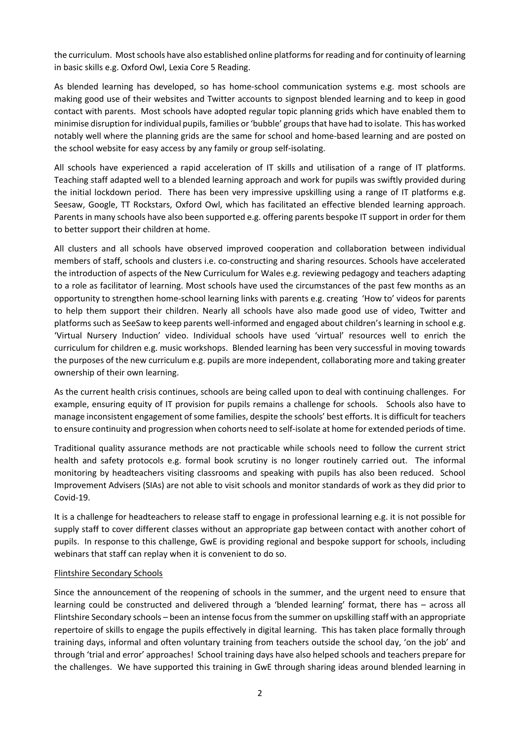the curriculum. Most schools have also established online platforms for reading and for continuity of learning in basic skills e.g. Oxford Owl, Lexia Core 5 Reading.

As blended learning has developed, so has home-school communication systems e.g. most schools are making good use of their websites and Twitter accounts to signpost blended learning and to keep in good contact with parents. Most schools have adopted regular topic planning grids which have enabled them to minimise disruption for individual pupils, families or 'bubble' groups that have had to isolate. This has worked notably well where the planning grids are the same for school and home-based learning and are posted on the school website for easy access by any family or group self-isolating.

All schools have experienced a rapid acceleration of IT skills and utilisation of a range of IT platforms. Teaching staff adapted well to a blended learning approach and work for pupils was swiftly provided during the initial lockdown period. There has been very impressive upskilling using a range of IT platforms e.g. Seesaw, Google, TT Rockstars, Oxford Owl, which has facilitated an effective blended learning approach. Parents in many schools have also been supported e.g. offering parents bespoke IT support in order for them to better support their children at home.

All clusters and all schools have observed improved cooperation and collaboration between individual members of staff, schools and clusters i.e. co-constructing and sharing resources. Schools have accelerated the introduction of aspects of the New Curriculum for Wales e.g. reviewing pedagogy and teachers adapting to a role as facilitator of learning. Most schools have used the circumstances of the past few months as an opportunity to strengthen home-school learning links with parents e.g. creating 'How to' videos for parents to help them support their children. Nearly all schools have also made good use of video, Twitter and platforms such as SeeSaw to keep parents well-informed and engaged about children's learning in school e.g. 'Virtual Nursery Induction' video. Individual schools have used 'virtual' resources well to enrich the curriculum for children e.g. music workshops. Blended learning has been very successful in moving towards the purposes of the new curriculum e.g. pupils are more independent, collaborating more and taking greater ownership of their own learning.

As the current health crisis continues, schools are being called upon to deal with continuing challenges. For example, ensuring equity of IT provision for pupils remains a challenge for schools. Schools also have to manage inconsistent engagement of some families, despite the schools' best efforts. It is difficult for teachers to ensure continuity and progression when cohorts need to self-isolate at home for extended periods of time.

Traditional quality assurance methods are not practicable while schools need to follow the current strict health and safety protocols e.g. formal book scrutiny is no longer routinely carried out. The informal monitoring by headteachers visiting classrooms and speaking with pupils has also been reduced. School Improvement Advisers (SIAs) are not able to visit schools and monitor standards of work as they did prior to Covid-19.

It is a challenge for headteachers to release staff to engage in professional learning e.g. it is not possible for supply staff to cover different classes without an appropriate gap between contact with another cohort of pupils. In response to this challenge, GwE is providing regional and bespoke support for schools, including webinars that staff can replay when it is convenient to do so.

<u>Flintshire Secondary Schools</u>

Since the announcement of the reopening of schools in the summer, and the urgent need to ensure that learning could be constructed and delivered through a 'blended learning' format, there has – across all Flintshire Secondary schools – been an intense focus from the summer on upskilling staff with an appropriate repertoire of skills to engage the pupils effectively in digital learning. This has taken place formally through training days, informal and often voluntary training from teachers outside the school day, 'on the job' and through 'trial and error' approaches! School training days have also helped schools and teachers prepare for the challenges. We have supported this training in GwE through sharing ideas around blended learning in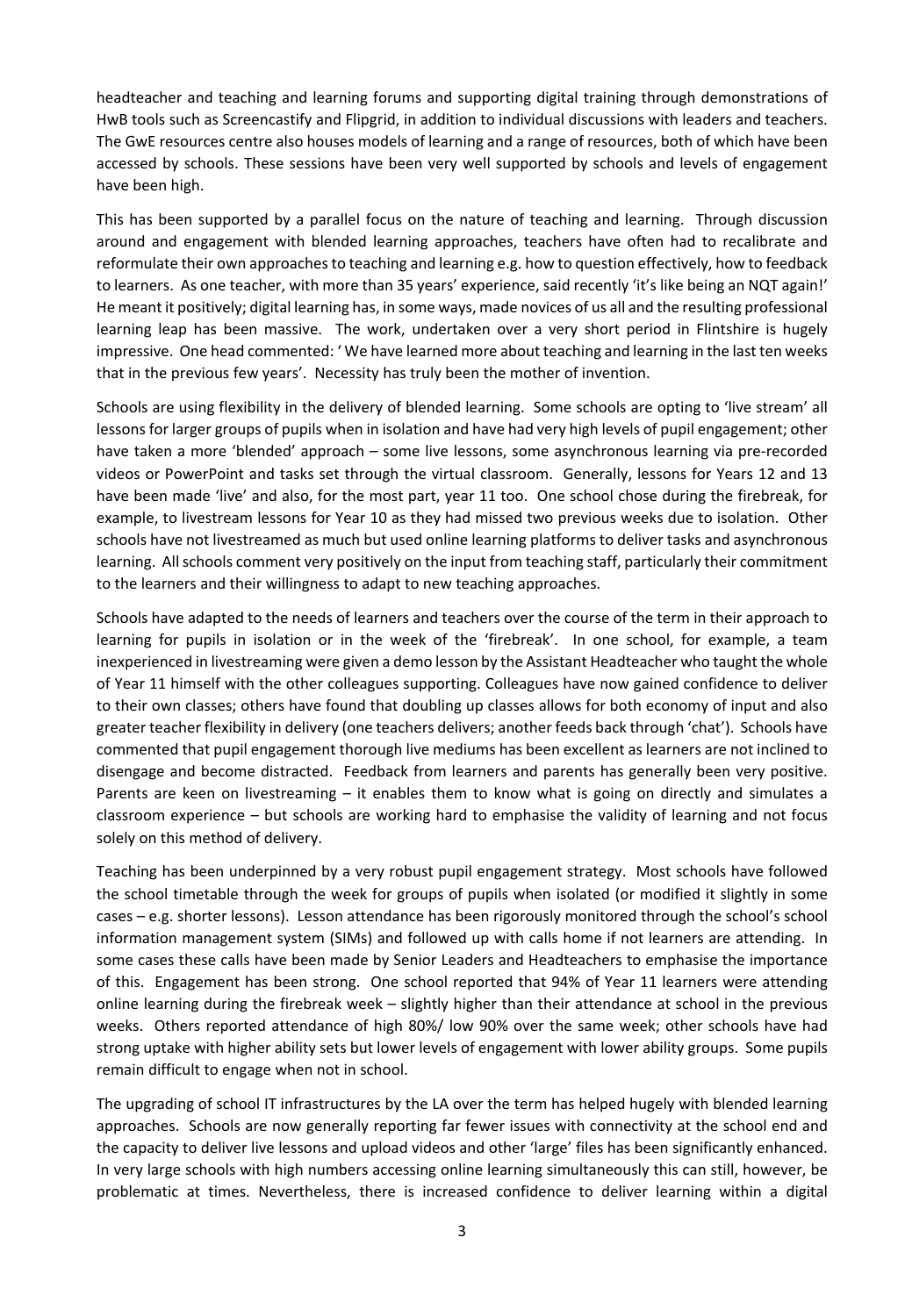headteacher and teaching and learning forums and supporting digital training through demonstrations of HwB tools such as Screencastify and Flipgrid, in addition to individual discussions with leaders and teachers. The GwE resources centre also houses models of learning and a range of resources, both of which have been accessed by schools. These sessions have been very well supported by schools and levels of engagement have been high.

This has been supported by a parallel focus on the nature of teaching and learning. Through discussion around and engagement with blended learning approaches, teachers have often had to recalibrate and reformulate their own approaches to teaching and learning e.g. how to question effectively, how to feedback to learners. As one teacher, with more than 35 years' experience, said recently 'it's like being an NQT again!' He meant it positively; digital learning has, in some ways, made novices of us all and the resulting professional learning leap has been massive. The work, undertaken over a very short period in Flintshire is hugely impressive. One head commented: ' We have learned more about teaching and learning in the last ten weeks that in the previous few years'. Necessity has truly been the mother of invention.

Schools are using flexibility in the delivery of blended learning. Some schools are opting to 'live stream' all lessons for larger groups of pupils when in isolation and have had very high levels of pupil engagement; other have taken a more 'blended' approach – some live lessons, some asynchronous learning via pre-recorded videos or PowerPoint and tasks set through the virtual classroom. Generally, lessons for Years 12 and 13 have been made 'live' and also, for the most part, year 11 too. One school chose during the firebreak, for example, to livestream lessons for Year 10 as they had missed two previous weeks due to isolation. Other schools have not livestreamed as much but used online learning platforms to deliver tasks and asynchronous learning. All schools comment very positively on the input from teaching staff, particularly their commitment to the learners and their willingness to adapt to new teaching approaches.

Schools have adapted to the needs of learners and teachers over the course of the term in their approach to learning for pupils in isolation or in the week of the 'firebreak'. In one school, for example, a team inexperienced in livestreaming were given a demo lesson by the Assistant Headteacher who taught the whole of Year 11 himself with the other colleagues supporting. Colleagues have now gained confidence to deliver to their own classes; others have found that doubling up classes allows for both economy of input and also greater teacher flexibility in delivery (one teachers delivers; another feeds back through 'chat'). Schools have commented that pupil engagement thorough live mediums has been excellent as learners are not inclined to disengage and become distracted. Feedback from learners and parents has generally been very positive. Parents are keen on livestreaming – it enables them to know what is going on directly and simulates a classroom experience – but schools are working hard to emphasise the validity of learning and not focus solely on this method of delivery.

Teaching has been underpinned by a very robust pupil engagement strategy. Most schools have followed the school timetable through the week for groups of pupils when isolated (or modified it slightly in some cases – e.g. shorter lessons). Lesson attendance has been rigorously monitored through the school's school information management system (SIMs) and followed up with calls home if not learners are attending. In some cases these calls have been made by Senior Leaders and Headteachers to emphasise the importance of this. Engagement has been strong. One school reported that 94% of Year 11 learners were attending online learning during the firebreak week – slightly higher than their attendance at school in the previous weeks. Others reported attendance of high 80%/ low 90% over the same week; other schools have had strong uptake with higher ability sets but lower levels of engagement with lower ability groups. Some pupils remain difficult to engage when not in school.

The upgrading of school IT infrastructures by the LA over the term has helped hugely with blended learning approaches. Schools are now generally reporting far fewer issues with connectivity at the school end and the capacity to deliver live lessons and upload videos and other 'large' files has been significantly enhanced. In very large schools with high numbers accessing online learning simultaneously this can still, however, be problematic at times. Nevertheless, there is increased confidence to deliver learning within a digital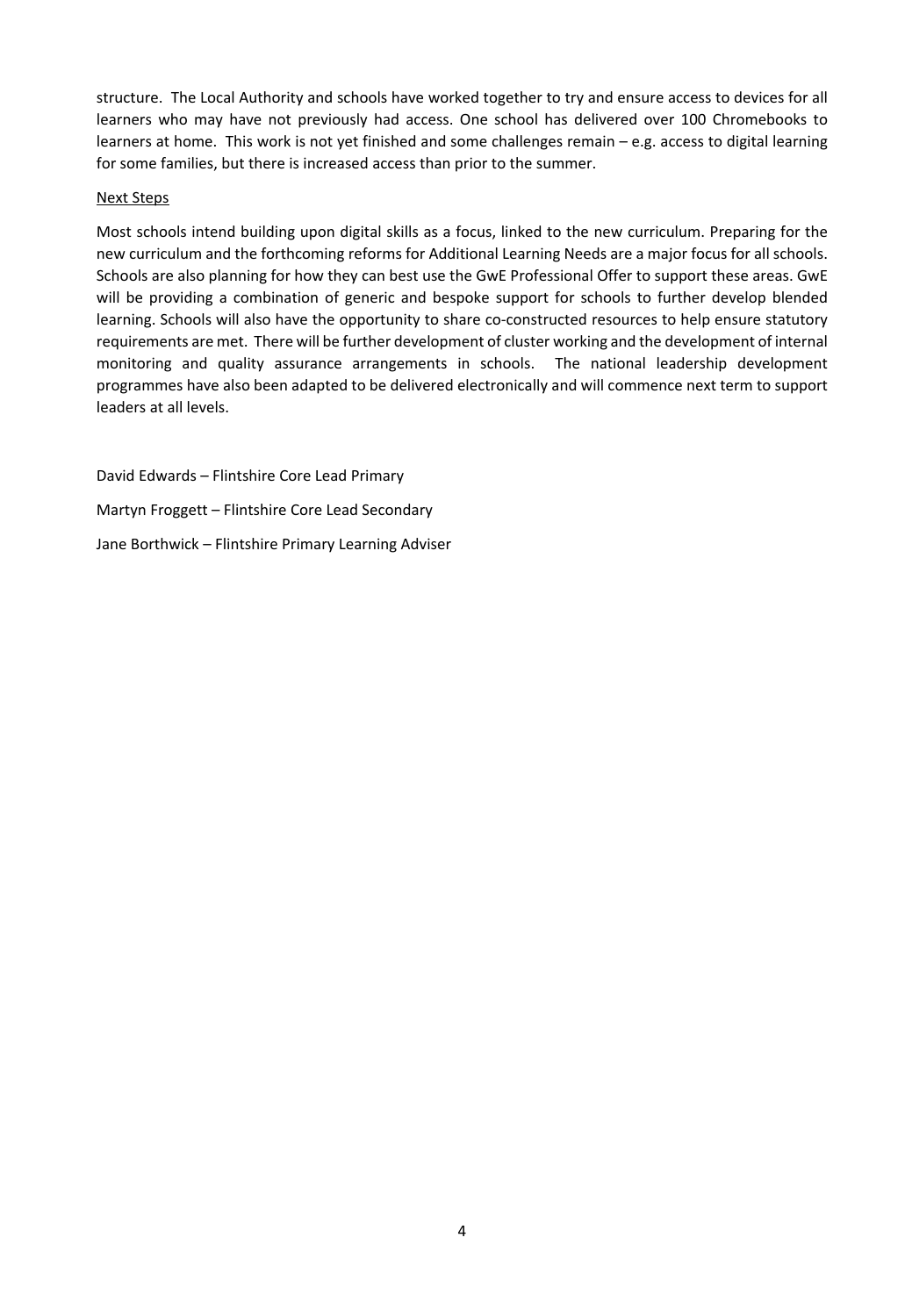structure. The Local Authority and schools have worked together to try and ensure access to devices for all learners who may have not previously had access. One school has delivered over 100 Chromebooks to learners at home. This work is not yet finished and some challenges remain – e.g. access to digital learning for some families, but there is increased access than prior to the summer.

Next Steps

Most schools intend building upon digital skills as a focus, linked to the new curriculum. Preparing for the new curriculum and the forthcoming reforms for Additional Learning Needs are a major focus for all schools. Schools are also planning for how they can best use the GwE Professional Offer to support these areas. GwE will be providing a combination of generic and bespoke support for schools to further develop blended learning. Schools will also have the opportunity to share co-constructed resources to help ensure statutory requirements are met. There will be further development of cluster working and the development of internal monitoring and quality assurance arrangements in schools. The national leadership development programmes have also been adapted to be delivered electronically and will commence next term to support leaders at all levels.

David Edwards – Flintshire Core Lead Primary

Martyn Froggett – Flintshire Core Lead Secondary

Jane Borthwick – Flintshire Primary Learning Adviser